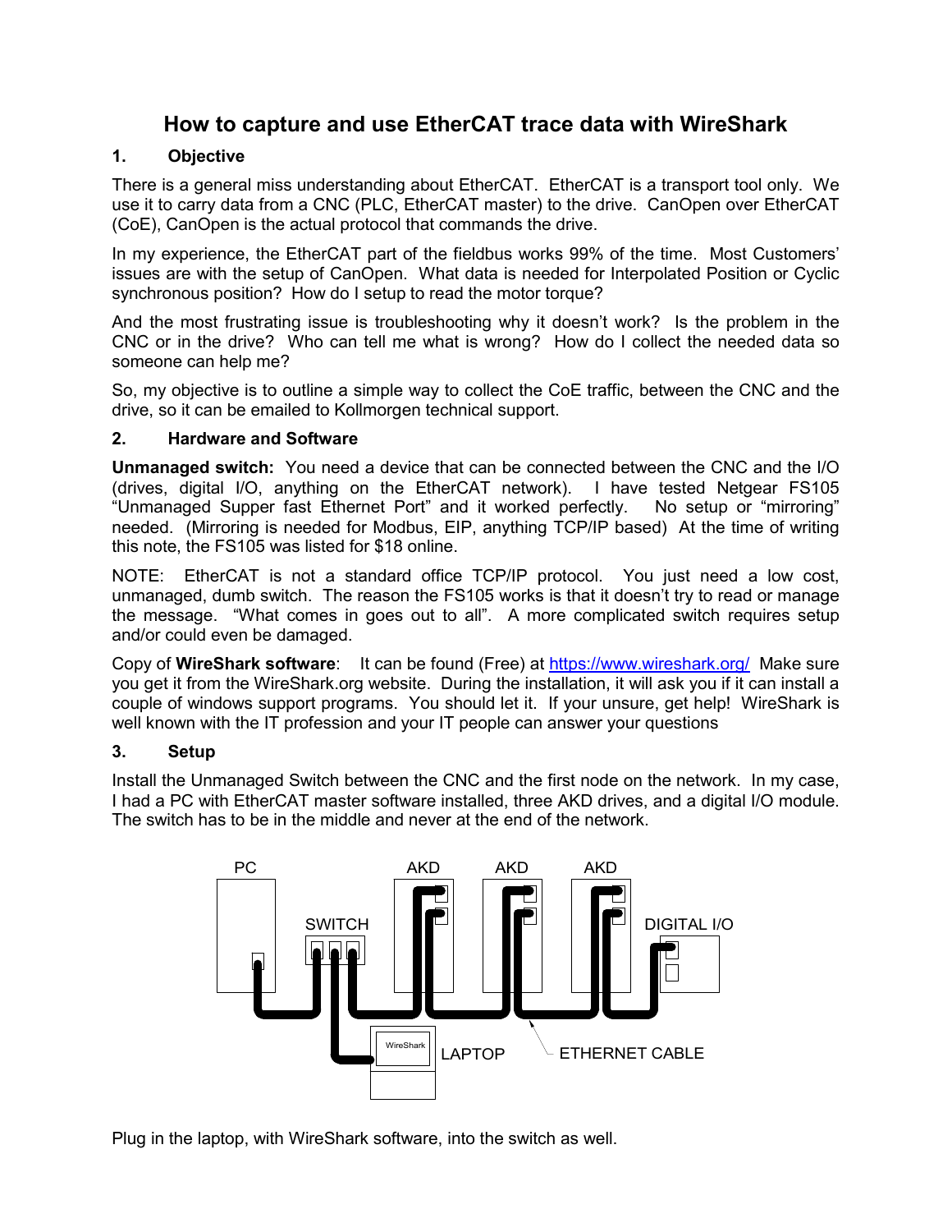# How to capture and use EtherCAT trace data with WireShark

## 1. Objective

There is a general miss understanding about EtherCAT. EtherCAT is a transport tool only. We use it to carry data from a CNC (PLC, EtherCAT master) to the drive. CanOpen over EtherCAT (CoE), CanOpen is the actual protocol that commands the drive.

In my experience, the EtherCAT part of the fieldbus works 99% of the time. Most Customers' issues are with the setup of CanOpen. What data is needed for Interpolated Position or Cyclic synchronous position? How do I setup to read the motor torque?

And the most frustrating issue is troubleshooting why it doesn't work? Is the problem in the CNC or in the drive? Who can tell me what is wrong? How do I collect the needed data so someone can help me?

So, my objective is to outline a simple way to collect the CoE traffic, between the CNC and the drive, so it can be emailed to Kollmorgen technical support.

## 2. Hardware and Software

**Unmanaged switch:** You need a device that can be connected between the CNC and the I/O (drives, digital I/O, anything on the EtherCAT network). I have tested Netgear FS105 "Unmanaged Supper fast Ethernet Port" and it worked perfectly. No setup or "mirroring" needed. (Mirroring is needed for Modbus, EIP, anything TCP/IP based) At the time of writing this note, the FS105 was listed for $18 online.

NOTE: EtherCAT is not a standard office TCP/IP protocol. You just need a low cost, unmanaged, dumb switch. The reason the FS105 works is that it doesn't try to read or manage the message. "What comes in goes out to all". A more complicated switch requires setup and/or could even be damaged.

Copy of **WireShark software**: It can be found (Free) at https://www.wireshark.org/ Make sure you get it from the WireShark.org website. During the installation, it will ask you if it can install a couple of windows support programs. You should let it. If your unsure, get help! WireShark is well known with the IT profession and your IT people can answer your questions

## 3. Setup

Install the Unmanaged Switch between the CNC and the first node on the network. In my case, I had a PC with EtherCAT master software installed, three AKD drives, and a digital I/O module. The switch has to be in the middle and never at the end of the network.

PC | SWITCH | AKD | AKD | AKD | DIGITAL I/O | WireShark | LAPTOP | ETHERNET CABLE

Plug in the laptop, with WireShark software, into the switch as well.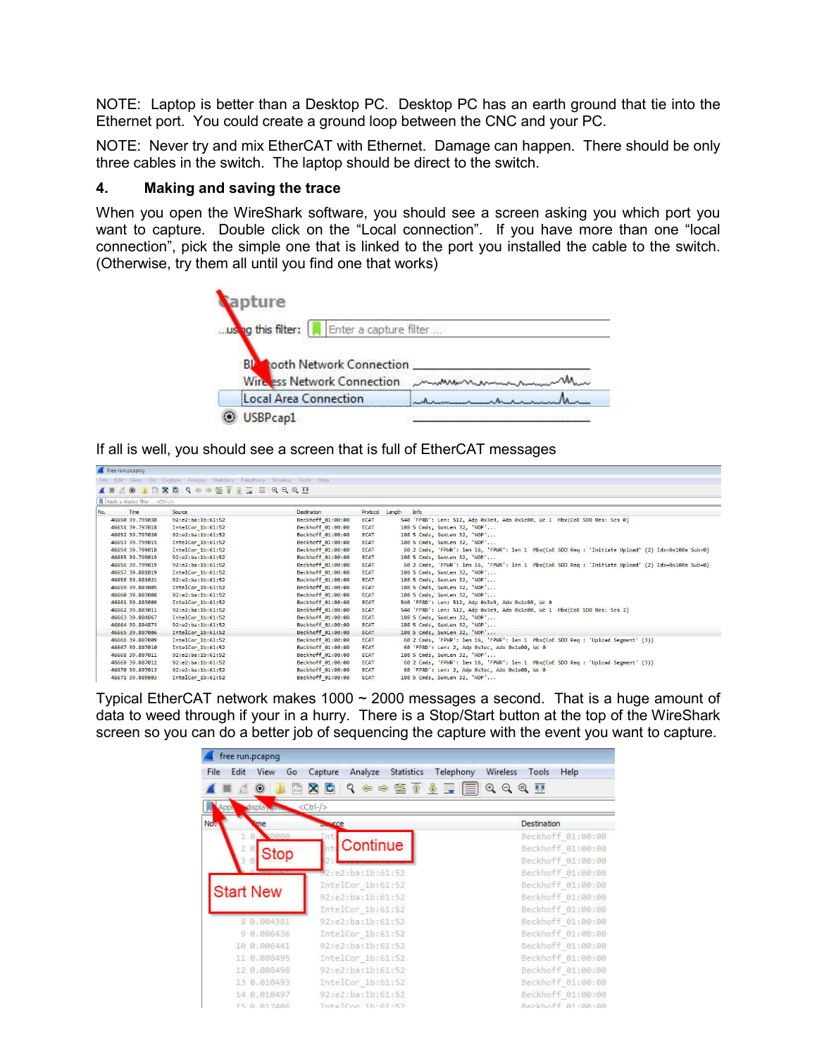NOTE: Laptop is better than a Desktop PC. Desktop PC has an earth ground that tie into the Ethernet port. You could create a ground loop between the CNC and your PC.

NOTE: Never try and mix EtherCAT with Ethernet. Damage can happen. There should be only three cables in the switch. The laptop should be direct to the switch.

## 4. Making and saving the trace

When you open the WireShark software, you should see a screen asking you which port you want to capture. Double click on the "Local connection". If you have more than one "local connection", pick the simple one that is linked to the port you installed the cable to the switch. (Otherwise, try them all until you find one that works)

If all is well, you should see a screen that is full of EtherCAT messages

Typical EtherCAT network makes 1000 ~ 2000 messages a second. That is a huge amount of data to weed through if your in a hurry. There is a Stop/Start button at the top of the WireShark screen so you can do a better job of sequencing the capture with the event you want to capture.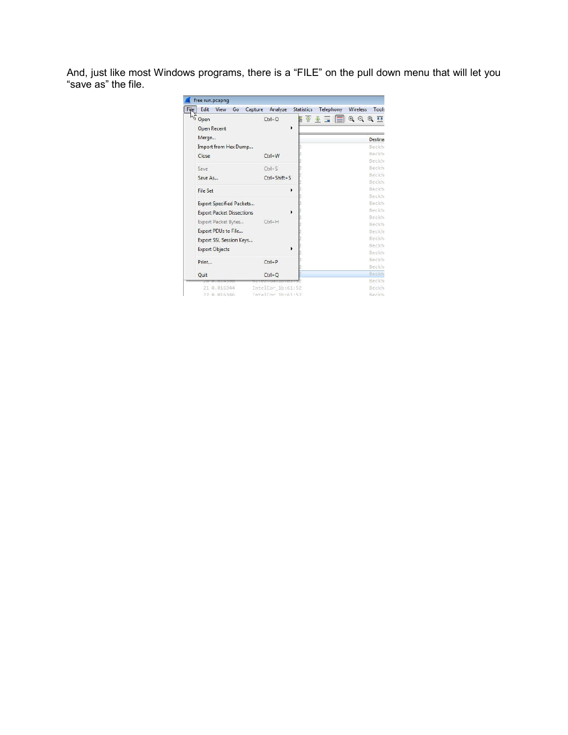And, just like most Windows programs, there is a “FILE” on the pull down menu that will let you “save as” the file.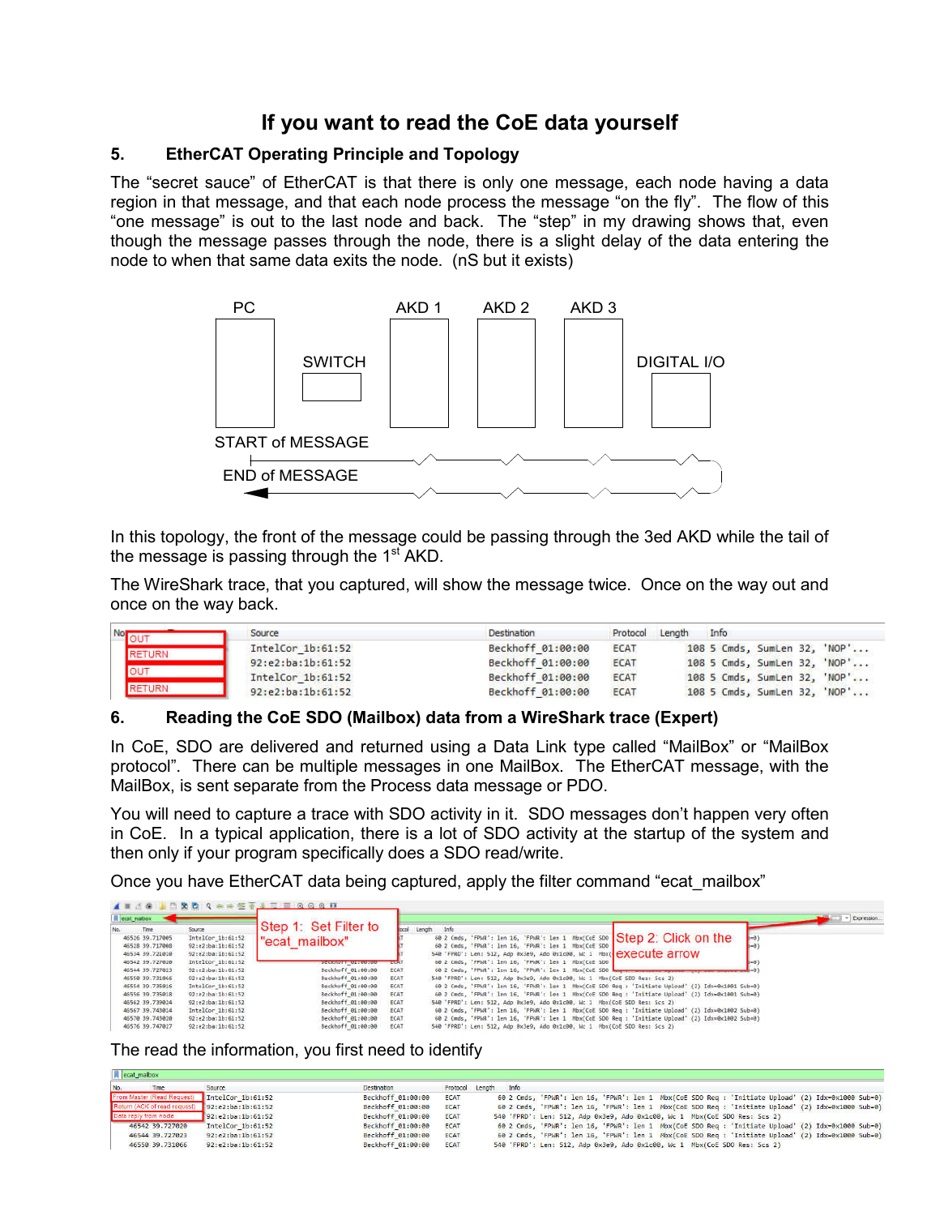# If you want to read the CoE data yourself

## 5. EtherCAT Operating Principle and Topology

The “secret sauce” of EtherCAT is that there is only one message, each node having a data region in that message, and that each node process the message “on the fly”. The flow of this “one message” is out to the last node and back. The “step” in my drawing shows that, even though the message passes through the node, there is a slight delay of the data entering the node to when that same data exits the node. (nS but it exists)

PC | SWITCH | AKD 1 | AKD 2 | AKD 3 | DIGITAL I/O

START of MESSAGE

END of MESSAGE

In this topology, the front of the message could be passing through the 3ed AKD while the tail of the message is passing through the 1st AKD.

The WireShark trace, that you captured, will show the message twice. Once on the way out and once on the way back.

| No | Source | Destination | Protocol | Length | Info |
|---|---|---|---|---|---|
| OUT | IntelCor_1b:61:52 | Beckhoff_01:00:00 | ECAT | 108 | 5 Cmds, SumLen 32, 'NOP'... |
| RETURN | 92:e2:ba:1b:61:52 | Beckhoff_01:00:00 | ECAT | 108 | 5 Cmds, SumLen 32, 'NOP'... |
| OUT | IntelCor_1b:61:52 | Beckhoff_01:00:00 | ECAT | 108 | 5 Cmds, SumLen 32, 'NOP'... |
| RETURN | 92:e2:ba:1b:61:52 | Beckhoff_01:00:00 | ECAT | 108 | 5 Cmds, SumLen 32, 'NOP'... |

## 6. Reading the CoE SDO (Mailbox) data from a WireShark trace (Expert)

In CoE, SDO are delivered and returned using a Data Link type called “MailBox” or “MailBox protocol”. There can be multiple messages in one MailBox. The EtherCAT message, with the MailBox, is sent separate from the Process data message or PDO.

You will need to capture a trace with SDO activity in it. SDO messages don’t happen very often in CoE. In a typical application, there is a lot of SDO activity at the startup of the system and then only if your program specifically does a SDO read/write.

Once you have EtherCAT data being captured, apply the filter command “ecat_mailbox”

Step 1: Set Filter to "ecat_mailbox"

Step 2: Click on the execute arrow

The read the information, you first need to identify

| No. | Time | Source | Destination | Protocol | Length | Info |
|---|---|---|---|---|---|---|
| From Master (Read Request) | | IntelCor_1b:61:52 | Beckhoff_01:00:00 | ECAT | 60 | 2 Cmds, 'FPWR': len 16, 'FPWR': len 1 Mbx(CoE SDO Req : 'Initiate Upload' (2) Idx=0x1000 Sub=0) |
| Return (ACK of read request) | | 92:e2:ba:1b:61:52 | Beckhoff_01:00:00 | ECAT | 60 | 2 Cmds, 'FPWR': len 16, 'FPWR': len 1 Mbx(CoE SDO Req : 'Initiate Upload' (2) Idx=0x1000 Sub=0) |
| Data reply from node | | 92:e2:ba:1b:61:52 | Beckhoff_01:00:00 | ECAT | 540 | 'FPRD': Len: 512, Adp 0x3e9, Ado 0x1c00, Wc 1 Mbx(CoE SDO Res: Scs 2) |
| 46542 | 39.727020 | IntelCor_1b:61:52 | Beckhoff_01:00:00 | ECAT | 60 | 2 Cmds, 'FPWR': len 16, 'FPWR': len 1 Mbx(CoE SDO Req : 'Initiate Upload' (2) Idx=0x1000 Sub=0) |
| 46544 | 39.727023 | 92:e2:ba:1b:61:52 | Beckhoff_01:00:00 | ECAT | 60 | 2 Cmds, 'FPWR': len 16, 'FPWR': len 1 Mbx(CoE SDO Req : 'Initiate Upload' (2) Idx=0x1000 Sub=0) |
| 46550 | 39.731066 | 92:e2:ba:1b:61:52 | Beckhoff_01:00:00 | ECAT | 540 | 'FPRD': Len: 512, Adp 0x3e9, Ado 0x1c00, Wc 1 Mbx(CoE SDO Res: Scs 2) |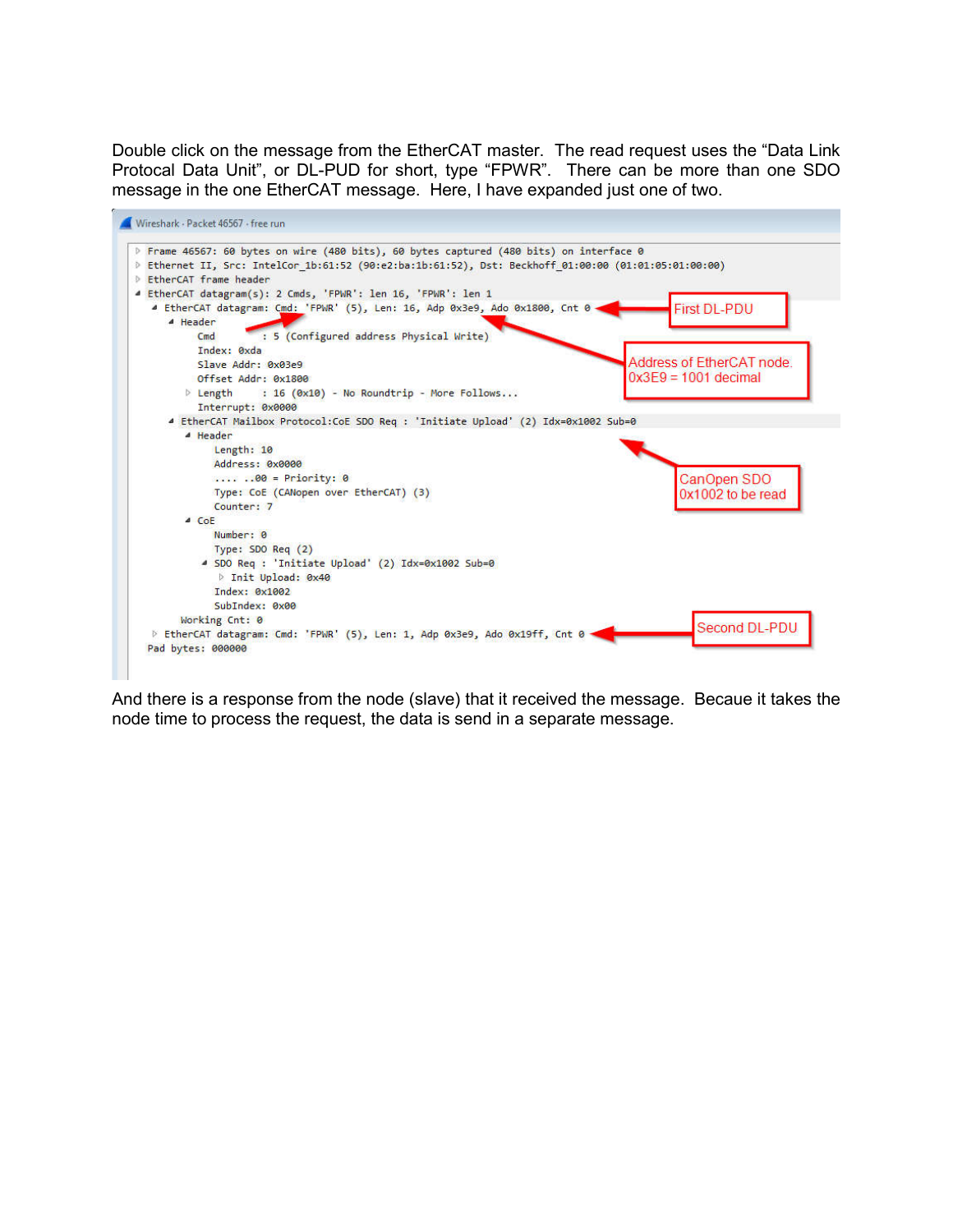Double click on the message from the EtherCAT master. The read request uses the "Data Link Protocal Data Unit", or DL-PUD for short, type "FPWR". There can be more than one SDO message in the one EtherCAT message. Here, I have expanded just one of two.

```
Wireshark · Packet 46567 · free run

▷ Frame 46567: 60 bytes on wire (480 bits), 60 bytes captured (480 bits) on interface 0
▷ Ethernet II, Src: IntelCor_1b:61:52 (90:e2:ba:1b:61:52), Dst: Beckhoff_01:00:00 (01:01:05:01:00:00)
▷ EtherCAT frame header
◢ EtherCAT datagram(s): 2 Cmds, 'FPWR': len 16, 'FPWR': len 1
  ◢ EtherCAT datagram: Cmd: 'FPWR' (5), Len: 16, Adp 0x3e9, Ado 0x1800, Cnt 0
    ◢ Header
        Cmd        : 5 (Configured address Physical Write)
        Index: 0xda
        Slave Addr: 0x03e9
        Offset Addr: 0x1800
      ▷ Length     : 16 (0x10) - No Roundtrip - More Follows...
        Interrupt: 0x0000
    ◢ EtherCAT Mailbox Protocol:CoE SDO Req : 'Initiate Upload' (2) Idx=0x1002 Sub=0
      ◢ Header
          Length: 10
          Address: 0x0000
          .... ..00 = Priority: 0
          Type: CoE (CANopen over EtherCAT) (3)
          Counter: 7
      ◢ CoE
          Number: 0
          Type: SDO Req (2)
        ◢ SDO Req : 'Initiate Upload' (2) Idx=0x1002 Sub=0
          ▷ Init Upload: 0x40
          Index: 0x1002
          SubIndex: 0x00
    Working Cnt: 0
  ▷ EtherCAT datagram: Cmd: 'FPWR' (5), Len: 1, Adp 0x3e9, Ado 0x19ff, Cnt 0
  Pad bytes: 000000
```

Annotations: First DL-PDU; Address of EtherCAT node. 0x3E9 = 1001 decimal; CanOpen SDO 0x1002 to be read; Second DL-PDU

And there is a response from the node (slave) that it received the message. Becaue it takes the node time to process the request, the data is send in a separate message.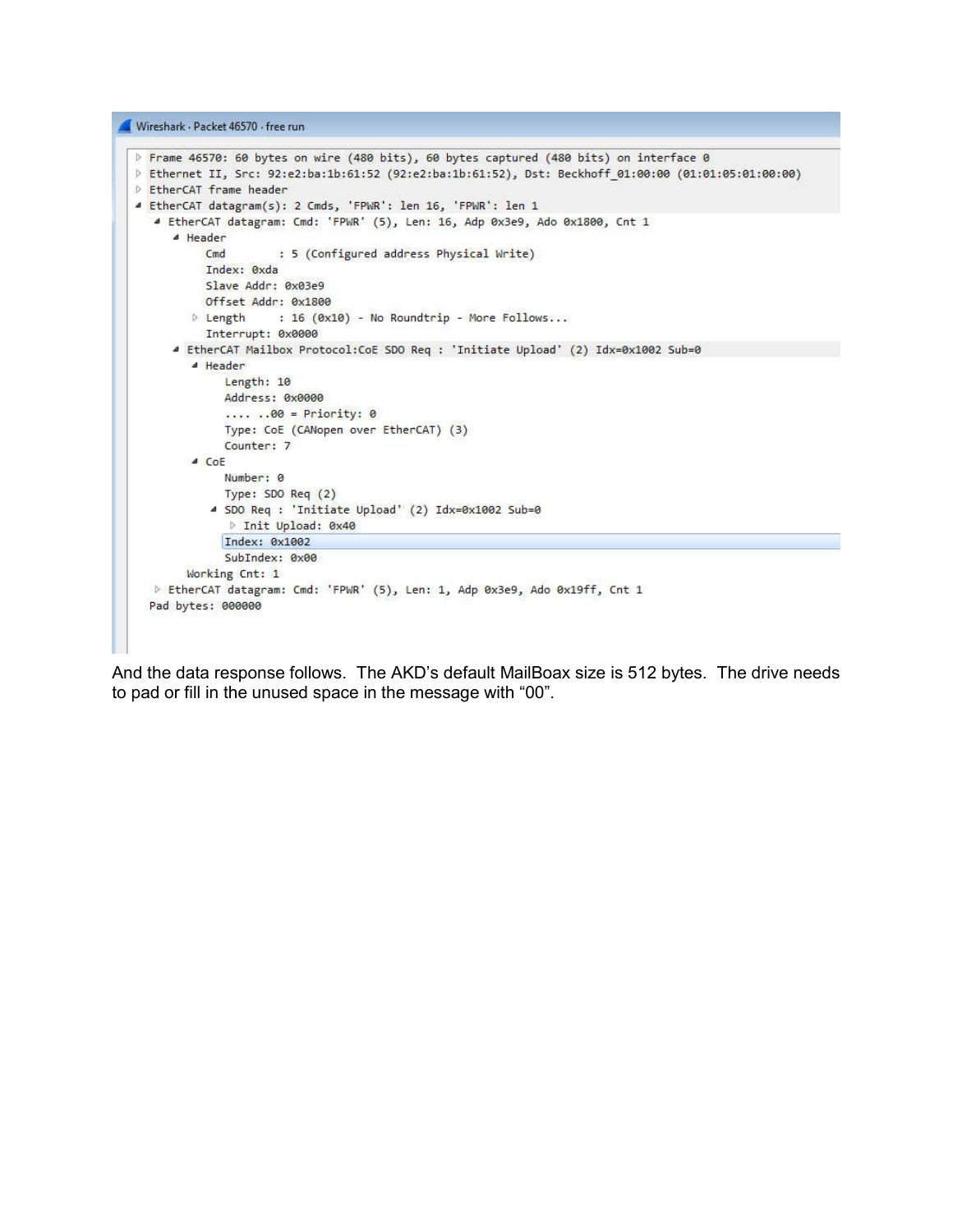```
Wireshark · Packet 46570 · free run

▷ Frame 46570: 60 bytes on wire (480 bits), 60 bytes captured (480 bits) on interface 0
▷ Ethernet II, Src: 92:e2:ba:1b:61:52 (92:e2:ba:1b:61:52), Dst: Beckhoff_01:00:00 (01:01:05:01:00:00)
▷ EtherCAT frame header
◢ EtherCAT datagram(s): 2 Cmds, 'FPWR': len 16, 'FPWR': len 1
  ◢ EtherCAT datagram: Cmd: 'FPWR' (5), Len: 16, Adp 0x3e9, Ado 0x1800, Cnt 1
    ◢ Header
        Cmd        : 5 (Configured address Physical Write)
        Index: 0xda
        Slave Addr: 0x03e9
        Offset Addr: 0x1800
      ▷ Length     : 16 (0x10) - No Roundtrip - More Follows...
        Interrupt: 0x0000
    ◢ EtherCAT Mailbox Protocol:CoE SDO Req : 'Initiate Upload' (2) Idx=0x1002 Sub=0
      ◢ Header
          Length: 10
          Address: 0x0000
          .... ..00 = Priority: 0
          Type: CoE (CANopen over EtherCAT) (3)
          Counter: 7
      ◢ CoE
          Number: 0
          Type: SDO Req (2)
        ◢ SDO Req : 'Initiate Upload' (2) Idx=0x1002 Sub=0
          ▷ Init Upload: 0x40
          Index: 0x1002
          SubIndex: 0x00
    Working Cnt: 1
  ▷ EtherCAT datagram: Cmd: 'FPWR' (5), Len: 1, Adp 0x3e9, Ado 0x19ff, Cnt 1
  Pad bytes: 000000
```

And the data response follows. The AKD's default MailBoax size is 512 bytes. The drive needs to pad or fill in the unused space in the message with "00".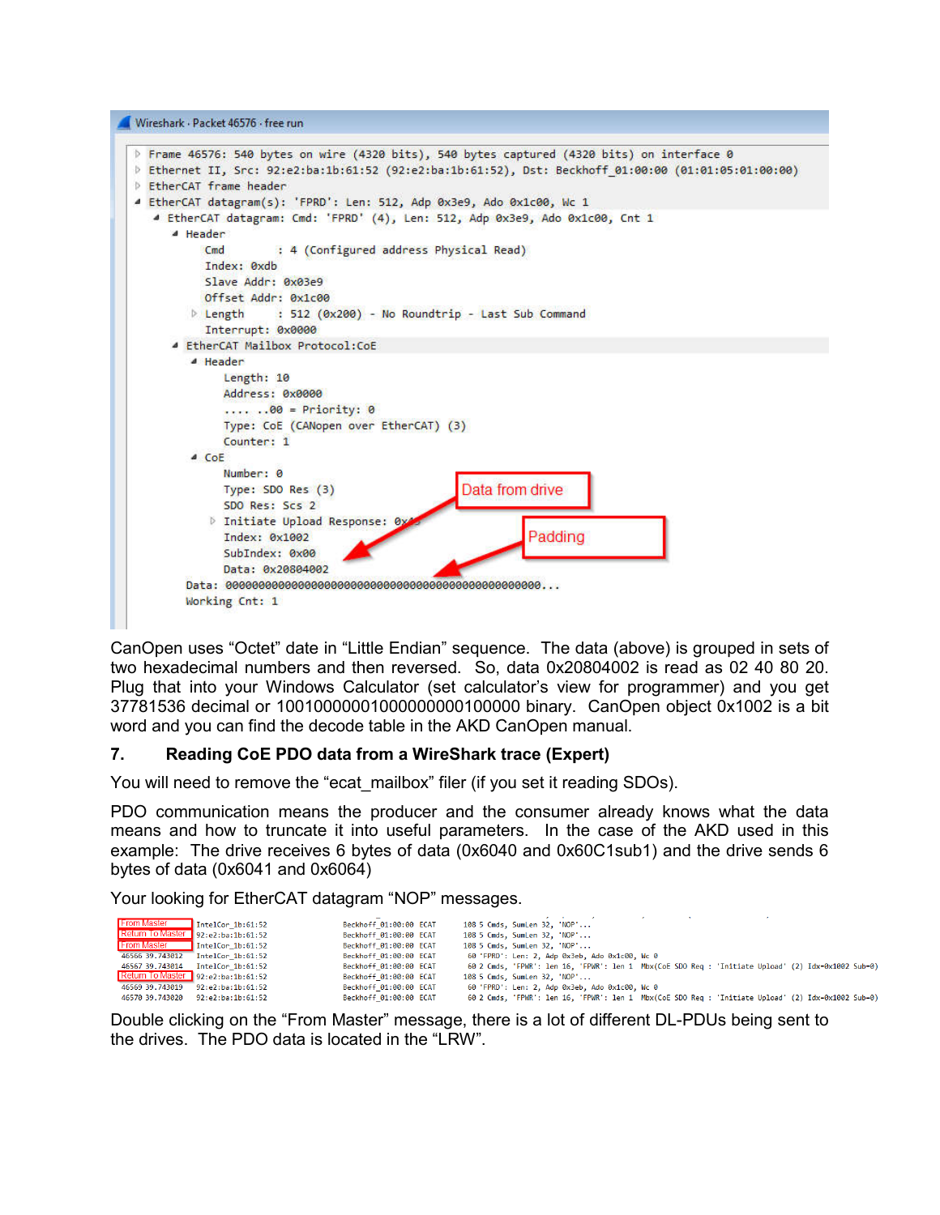```
Wireshark · Packet 46576 · free run

Frame 46576: 540 bytes on wire (4320 bits), 540 bytes captured (4320 bits) on interface 0
Ethernet II, Src: 92:e2:ba:1b:61:52 (92:e2:ba:1b:61:52), Dst: Beckhoff_01:00:00 (01:01:05:01:00:00)
EtherCAT frame header
EtherCAT datagram(s): 'FPRD': Len: 512, Adp 0x3e9, Ado 0x1c00, Wc 1
  EtherCAT datagram: Cmd: 'FPRD' (4), Len: 512, Adp 0x3e9, Ado 0x1c00, Cnt 1
    Header
      Cmd        : 4 (Configured address Physical Read)
      Index: 0xdb
      Slave Addr: 0x03e9
      Offset Addr: 0x1c00
      Length     : 512 (0x200) - No Roundtrip - Last Sub Command
      Interrupt: 0x0000
    EtherCAT Mailbox Protocol:CoE
      Header
        Length: 10
        Address: 0x0000
        .... ..00 = Priority: 0
        Type: CoE (CANopen over EtherCAT) (3)
        Counter: 1
      CoE
        Number: 0
        Type: SDO Res (3)
        SDO Res: Scs 2
        Initiate Upload Response: 0x43
        Index: 0x1002
        SubIndex: 0x00
        Data: 0x20804002
    Data: 000000000000000000000000000000000000000000000000...
    Working Cnt: 1
```

Data from drive

Padding

CanOpen uses "Octet" date in "Little Endian" sequence. The data (above) is grouped in sets of two hexadecimal numbers and then reversed. So, data 0x20804002 is read as 02 40 80 20. Plug that into your Windows Calculator (set calculator's view for programmer) and you get 37781536 decimal or 10010000001000000000100000 binary. CanOpen object 0x1002 is a bit word and you can find the decode table in the AKD CanOpen manual.

## 7. Reading CoE PDO data from a WireShark trace (Expert)

You will need to remove the "ecat_mailbox" filer (if you set it reading SDOs).

PDO communication means the producer and the consumer already knows what the data means and how to truncate it into useful parameters. In the case of the AKD used in this example: The drive receives 6 bytes of data (0x6040 and 0x60C1sub1) and the drive sends 6 bytes of data (0x6041 and 0x6064)

Your looking for EtherCAT datagram "NOP" messages.

```
From Master            IntelCor_1b:61:52   Beckhoff_01:00:00  ECAT  108 5 Cmds, SumLen 32, 'NOP'...
Return To Master       92:e2:ba:1b:61:52   Beckhoff_01:00:00  ECAT  108 5 Cmds, SumLen 32, 'NOP'...
From Master            IntelCor_1b:61:52   Beckhoff_01:00:00  ECAT  108 5 Cmds, SumLen 32, 'NOP'...
46566 39.743012        IntelCor_1b:61:52   Beckhoff_01:00:00  ECAT   60 'FPRD': Len: 2, Adp 0x3eb, Ado 0x1c00, Wc 0
46567 39.743014        IntelCor_1b:61:52   Beckhoff_01:00:00  ECAT   60 2 Cmds, 'FPWR': len 16, 'FPWR': len 1  Mbx(CoE SDO Req : 'Initiate Upload' (2) Idx=0x1002 Sub=0)
Return To Master       92:e2:ba:1b:61:52   Beckhoff_01:00:00  ECAT  108 5 Cmds, SumLen 32, 'NOP'...
46569 39.743019        92:e2:ba:1b:61:52   Beckhoff_01:00:00  ECAT   60 'FPRD': Len: 2, Adp 0x3eb, Ado 0x1c00, Wc 0
46570 39.743020        92:e2:ba:1b:61:52   Beckhoff_01:00:00  ECAT   60 2 Cmds, 'FPWR': len 16, 'FPWR': len 1  Mbx(CoE SDO Req : 'Initiate Upload' (2) Idx=0x1002 Sub=0)
```

Double clicking on the "From Master" message, there is a lot of different DL-PDUs being sent to the drives. The PDO data is located in the "LRW".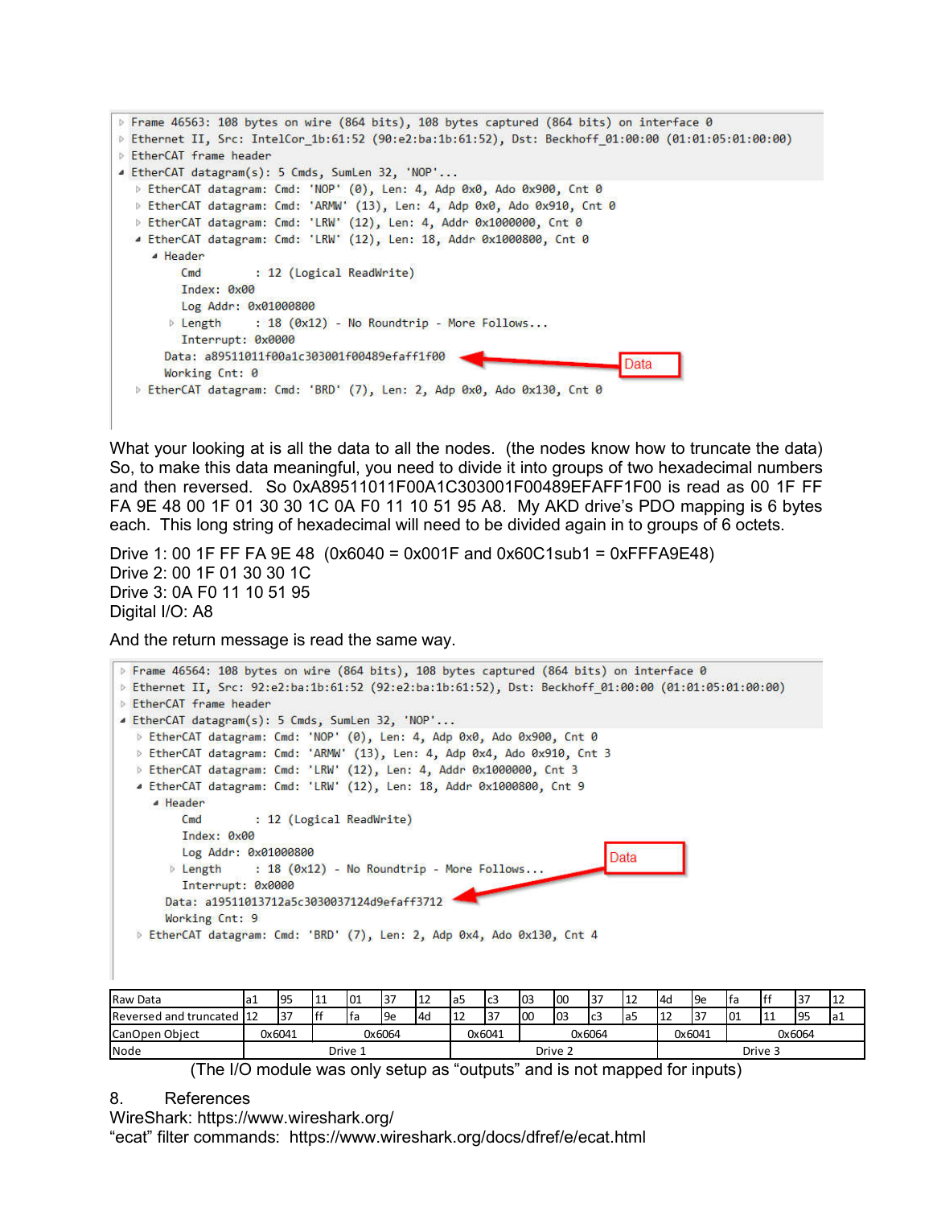```
▷ Frame 46563: 108 bytes on wire (864 bits), 108 bytes captured (864 bits) on interface 0
▷ Ethernet II, Src: IntelCor_1b:61:52 (90:e2:ba:1b:61:52), Dst: Beckhoff_01:00:00 (01:01:05:01:00:00)
▷ EtherCAT frame header
◢ EtherCAT datagram(s): 5 Cmds, SumLen 32, 'NOP'...
  ▷ EtherCAT datagram: Cmd: 'NOP' (0), Len: 4, Adp 0x0, Ado 0x900, Cnt 0
  ▷ EtherCAT datagram: Cmd: 'ARMW' (13), Len: 4, Adp 0x0, Ado 0x910, Cnt 0
  ▷ EtherCAT datagram: Cmd: 'LRW' (12), Len: 4, Addr 0x1000000, Cnt 0
  ◢ EtherCAT datagram: Cmd: 'LRW' (12), Len: 18, Addr 0x1000800, Cnt 0
    ◢ Header
        Cmd        : 12 (Logical ReadWrite)
        Index: 0x00
        Log Addr: 0x01000800
      ▷ Length     : 18 (0x12) - No Roundtrip - More Follows...
        Interrupt: 0x0000
      Data: a89511011f00a1c303001f00489efaff1f00          <---- Data
      Working Cnt: 0
  ▷ EtherCAT datagram: Cmd: 'BRD' (7), Len: 2, Adp 0x0, Ado 0x130, Cnt 0
```

What your looking at is all the data to all the nodes. (the nodes know how to truncate the data) So, to make this data meaningful, you need to divide it into groups of two hexadecimal numbers and then reversed. So 0xA89511011F00A1C303001F00489EFAFF1F00 is read as 00 1F FF FA 9E 48 00 1F 01 30 30 1C 0A F0 11 10 51 95 A8. My AKD drive's PDO mapping is 6 bytes each. This long string of hexadecimal will need to be divided again in to groups of 6 octets.

Drive 1: 00 1F FF FA 9E 48 (0x6040 = 0x001F and 0x60C1sub1 = 0xFFFA9E48)
Drive 2: 00 1F 01 30 30 1C
Drive 3: 0A F0 11 10 51 95
Digital I/O: A8

And the return message is read the same way.

```
▷ Frame 46564: 108 bytes on wire (864 bits), 108 bytes captured (864 bits) on interface 0
▷ Ethernet II, Src: 92:e2:ba:1b:61:52 (92:e2:ba:1b:61:52), Dst: Beckhoff_01:00:00 (01:01:05:01:00:00)
▷ EtherCAT frame header
◢ EtherCAT datagram(s): 5 Cmds, SumLen 32, 'NOP'...
  ▷ EtherCAT datagram: Cmd: 'NOP' (0), Len: 4, Adp 0x0, Ado 0x900, Cnt 0
  ▷ EtherCAT datagram: Cmd: 'ARMW' (13), Len: 4, Adp 0x4, Ado 0x910, Cnt 3
  ▷ EtherCAT datagram: Cmd: 'LRW' (12), Len: 4, Addr 0x1000000, Cnt 3
  ◢ EtherCAT datagram: Cmd: 'LRW' (12), Len: 18, Addr 0x1000800, Cnt 9
    ◢ Header
        Cmd        : 12 (Logical ReadWrite)
        Index: 0x00
        Log Addr: 0x01000800
      ▷ Length     : 18 (0x12) - No Roundtrip - More Follows...
        Interrupt: 0x0000
      Data: a19511013712a5c3030037124d9efaff3712          <---- Data
      Working Cnt: 9
  ▷ EtherCAT datagram: Cmd: 'BRD' (7), Len: 2, Adp 0x4, Ado 0x130, Cnt 4
```

| Raw Data | a1 | 95 | 11 | 01 | 37 | 12 | a5 | c3 | 03 | 00 | 37 | 12 | 4d | 9e | fa | ff | 37 | 12 |
|---|---|---|---|---|---|---|---|---|---|---|---|---|---|---|---|---|---|---|
| Reversed and truncated | 12 | 37 | ff | fa | 9e | 4d | 12 | 37 | 00 | 03 | c3 | a5 | 12 | 37 | 01 | 11 | 95 | a1 |
| CanOpen Object | 0x6041 | | 0x6064 | | | | 0x6041 | | 0x6064 | | | | 0x6041 | | 0x6064 | | | |
| Node | Drive 1 | | | | | | Drive 2 | | | | | | Drive 3 | | | | | |

(The I/O module was only setup as "outputs" and is not mapped for inputs)

## 8. References

WireShark: https://www.wireshark.org/
"ecat" filter commands: https://www.wireshark.org/docs/dfref/e/ecat.html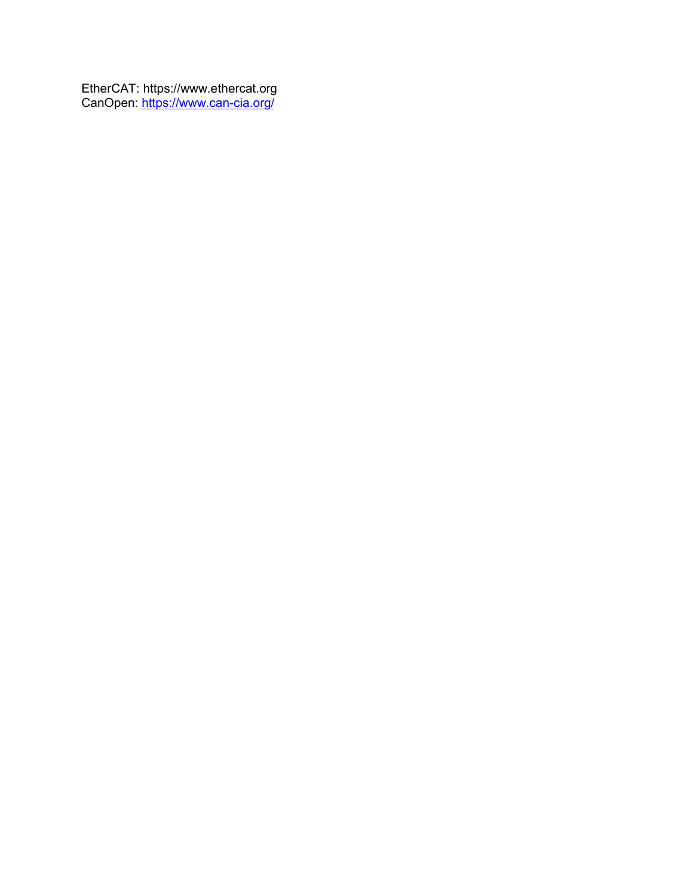EtherCAT: https://www.ethercat.org
CanOpen: [https://www.can-cia.org/](https://www.can-cia.org/)